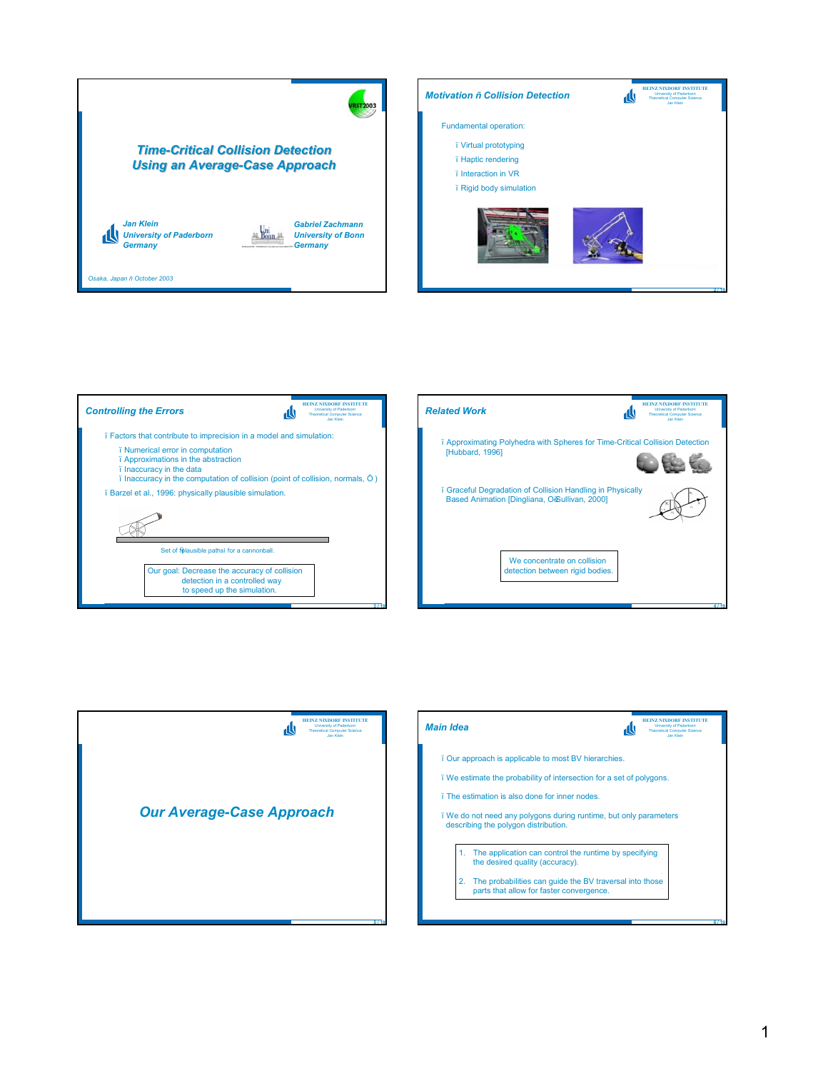## Time-Critical Collision Detection Using an Average-Case Approach

Jan Klein
University of Paderborn
Germany

Gabriel Zachmann
University of Bonn
Germany

Osaka, Japan ñ October 2003

## Motivation ñ Collision Detection

Fundamental operation:

- Virtual prototyping
- Haptic rendering
- Interaction in VR
- Rigid body simulation

## Controlling the Errors

- Factors that contribute to imprecision in a model and simulation:
  - Numerical error in computation
  - Approximations in the abstraction
  - Inaccuracy in the data
  - Inaccuracy in the computation of collision (point of collision, normals, Ö )
- Barzel et al., 1996: physically plausible simulation.

Set of ìplausible pathsî for a cannonball.

Our goal: Decrease the accuracy of collision detection in a controlled way to speed up the simulation.

## Related Work

- Approximating Polyhedra with Spheres for Time-Critical Collision Detection [Hubbard, 1996]
- Graceful Degradation of Collision Handling in Physically Based Animation [Dingliana, OíSullivan, 2000]

We concentrate on collision detection between rigid bodies.

## Our Average-Case Approach

## Main Idea

- Our approach is applicable to most BV hierarchies.
- We estimate the probability of intersection for a set of polygons.
- The estimation is also done for inner nodes.
- We do not need any polygons during runtime, but only parameters describing the polygon distribution.

1. The application can control the runtime by specifying the desired quality (accuracy).
2. The probabilities can guide the BV traversal into those parts that allow for faster convergence.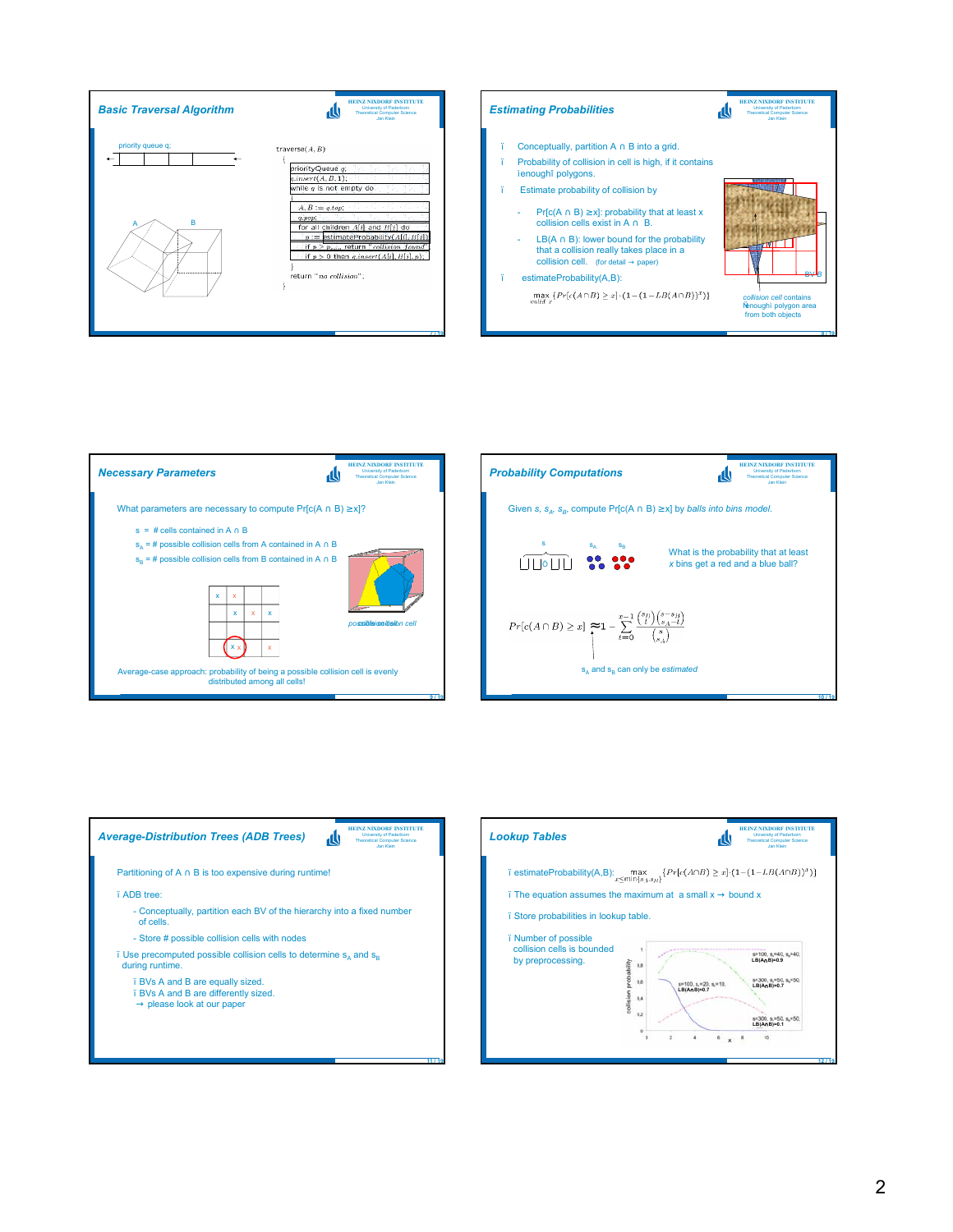## Basic Traversal Algorithm

priority queue q;

A B

```
traverse(A, B)
{
  priorityQueue q;
  q.insert(A, B, 1);
  while q is not empty do
    A, B := q.top;
    q.pop;
    for all children A[i] and B[j] do
      p := estimateProbability(A[i], B[j])
      if p > p_min return "collision found"
      if p > 0 then q.insert(A[i], B[j], p);
  }
  return "no collision";
}
```

## Estimating Probabilities

- Conceptually, partition A ∩ B into a grid.
- Probability of collision in cell is high, if it contains "enough" polygons.
- Estimate probability of collision by
  - Pr[c(A ∩ B) ≥x]: probability that at least x collision cells exist in A ∩ B.
  - LB(A ∩ B): lower bound for the probability that a collision really takes place in a collision cell. (for detail → paper)
- estimateProbability(A,B):

$$\max_{\text{valid } x} \{Pr[c(A\cap B) \geq x] \cdot (1-(1-LB(A\cap B))^x)\}$$

BV B

*collision cell* contains "enough" polygon area from both objects

## Necessary Parameters

What parameters are necessary to compute Pr[c(A ∩ B) ≥x]?

- s = # cells contained in A ∩ B
- $s_A$ = # possible collision cells from A contained in A ∩ B
- $s_B$ = # possible collision cells from B contained in A ∩ B

*possible collision cell*

Average-case approach: probability of being a possible collision cell is evenly distributed among all cells!

## Probability Computations

Given $s$, $s_A$, $s_B$, compute Pr[c(A ∩ B) ≥x] by *balls into bins model.*

What is the probability that at least *x* bins get a red and a blue ball?

$$Pr[c(A\cap B) \geq x] \approx 1 - \sum_{t=0}^{x-1} \frac{\binom{s_B}{t}\binom{s-s_B}{s_A-t}}{\binom{s}{s_A}}$$

$s_A$ and $s_B$ can only be *estimated*

## Average-Distribution Trees (ADB Trees)

Partitioning of A ∩ B is too expensive during runtime!

- ADB tree:
  - Conceptually, partition each BV of the hierarchy into a fixed number of cells.
  - Store # possible collision cells with nodes
- Use precomputed possible collision cells to determine $s_A$ and $s_B$ during runtime.
  - BVs A and B are equally sized.
  - BVs A and B are differently sized. → please look at our paper

## Lookup Tables

- estimateProbability(A,B): $\max_{x \leq \min\{s_A, s_B\}} \{Pr[c(A\cap B) \geq x] \cdot (1-(1-LB(A\cap B))^x)\}$
- The equation assumes the maximum at a small x → bound x
- Store probabilities in lookup table.
- Number of possible collision cells is bounded by preprocessing.

collision probability

x

s=100, $s_A$=40, $s_B$=40, LB(A∩B)=0.9

s=300, $s_A$=50, $s_B$=50, LB(A∩B)=0.7

s=100, $s_A$=20, $s_B$=10, LB(A∩B)=0.7

s=300, $s_A$=50, $s_B$=50, LB(A∩B)=0.1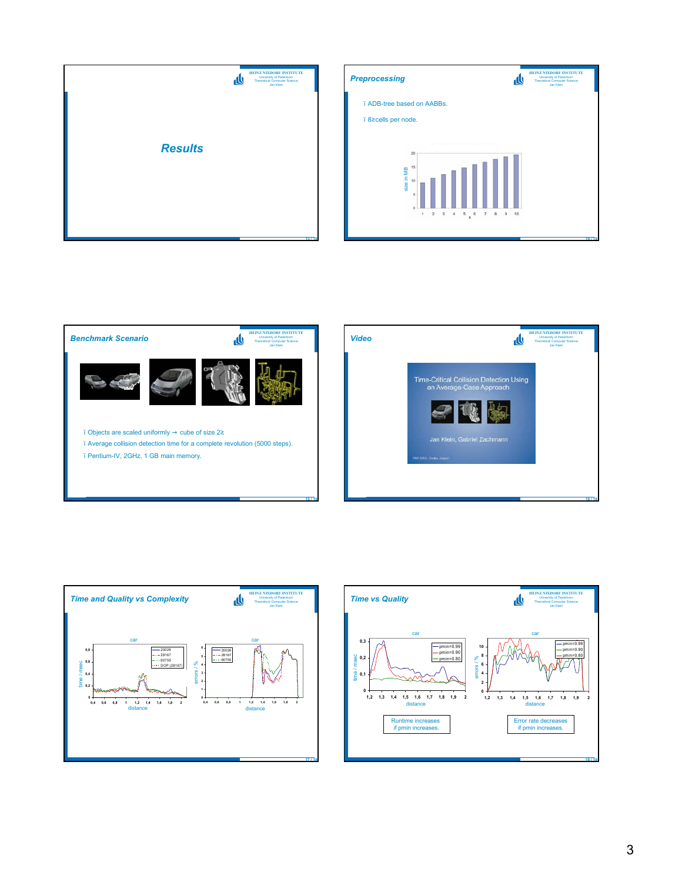## Results

## Preprocessing

- ADB-tree based on AABBs.
- 8≥cells per node.

## Benchmark Scenario

- Objects are scaled uniformly → cube of size 2≥
- Average collision detection time for a complete revolution (5000 steps).
- Pentium-IV, 2GHz, 1 GB main memory.

## Video

Time-Critical Collision Detection Using an Average-Case Approach

Jan Klein, Gabriel Zachmann

## Time and Quality vs Complexity

## Time vs Quality

Runtime increases if pmin increases.

Error rate decreases if pmin increases.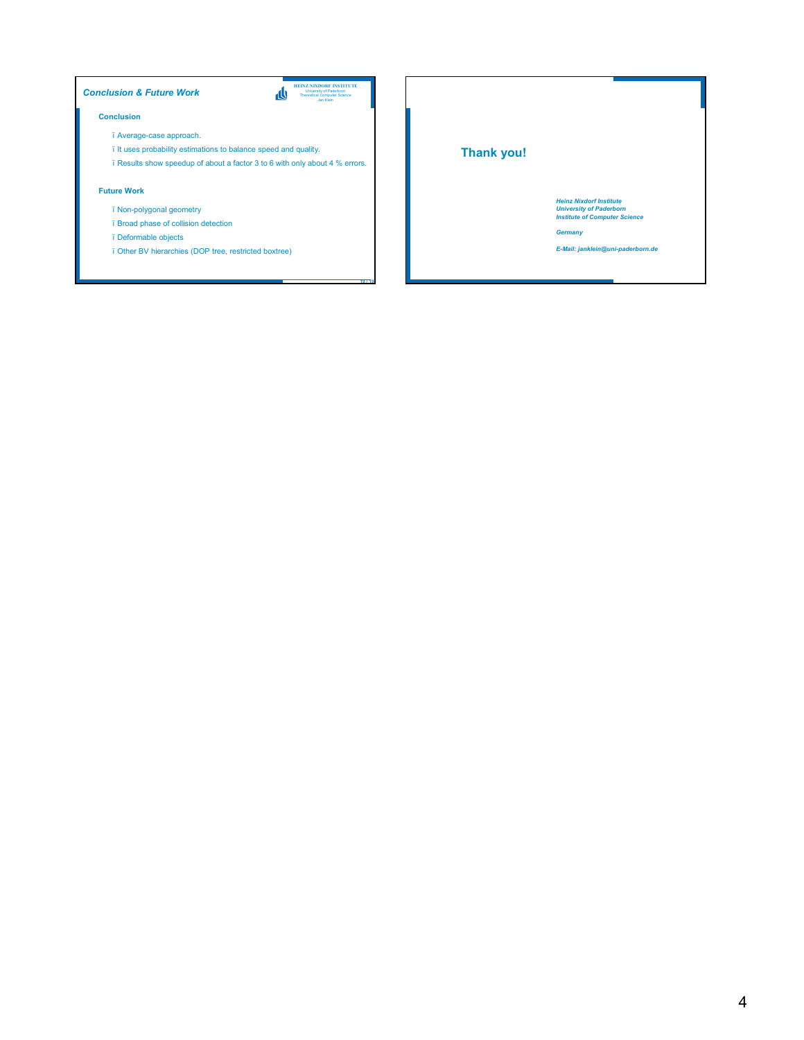## Conclusion & Future Work

HEINZ NIXDORF INSTITUTE
University of Paderborn
Theoretical Computer Science
Jan Klein

### Conclusion

- Average-case approach.
- It uses probability estimations to balance speed and quality.
- Results show speedup of about a factor 3 to 6 with only about 4 % errors.

### Future Work

- Non-polygonal geometry
- Broad phase of collision detection
- Deformable objects
- Other BV hierarchies (DOP tree, restricted boxtree)

## Thank you!

*Heinz Nixdorf Institute*
*University of Paderborn*
*Institute of Computer Science*

*Germany*

*E-Mail: janklein@uni-paderborn.de*